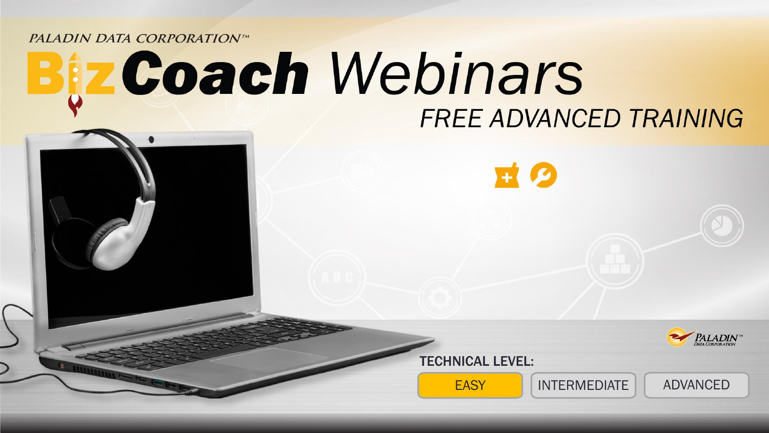PALADIN DATA CORPORATION™

# BizCoach Webinars

## FREE ADVANCED TRAINING

PALADIN™ DATA CORPORATION

**TECHNICAL LEVEL:**

EASY | INTERMEDIATE | ADVANCED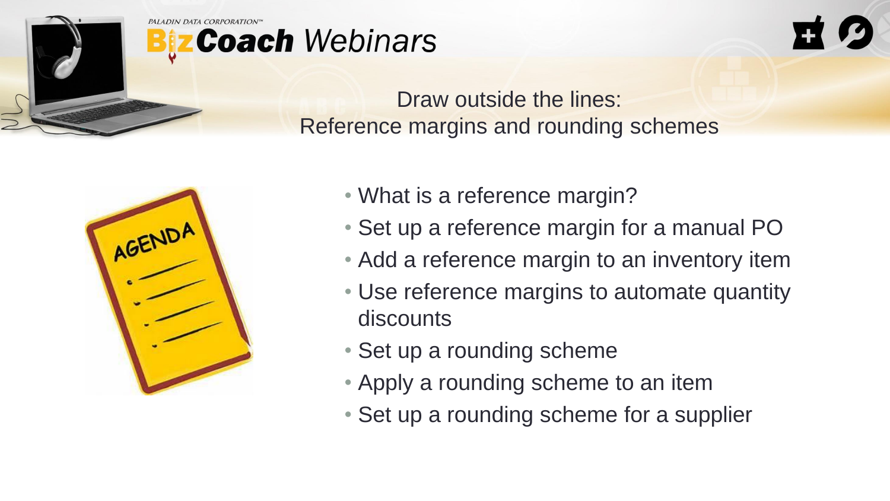# Draw outside the lines: Reference margins and rounding schemes

- What is a reference margin?
- Set up a reference margin for a manual PO
- Add a reference margin to an inventory item
- Use reference margins to automate quantity discounts
- Set up a rounding scheme
- Apply a rounding scheme to an item
- Set up a rounding scheme for a supplier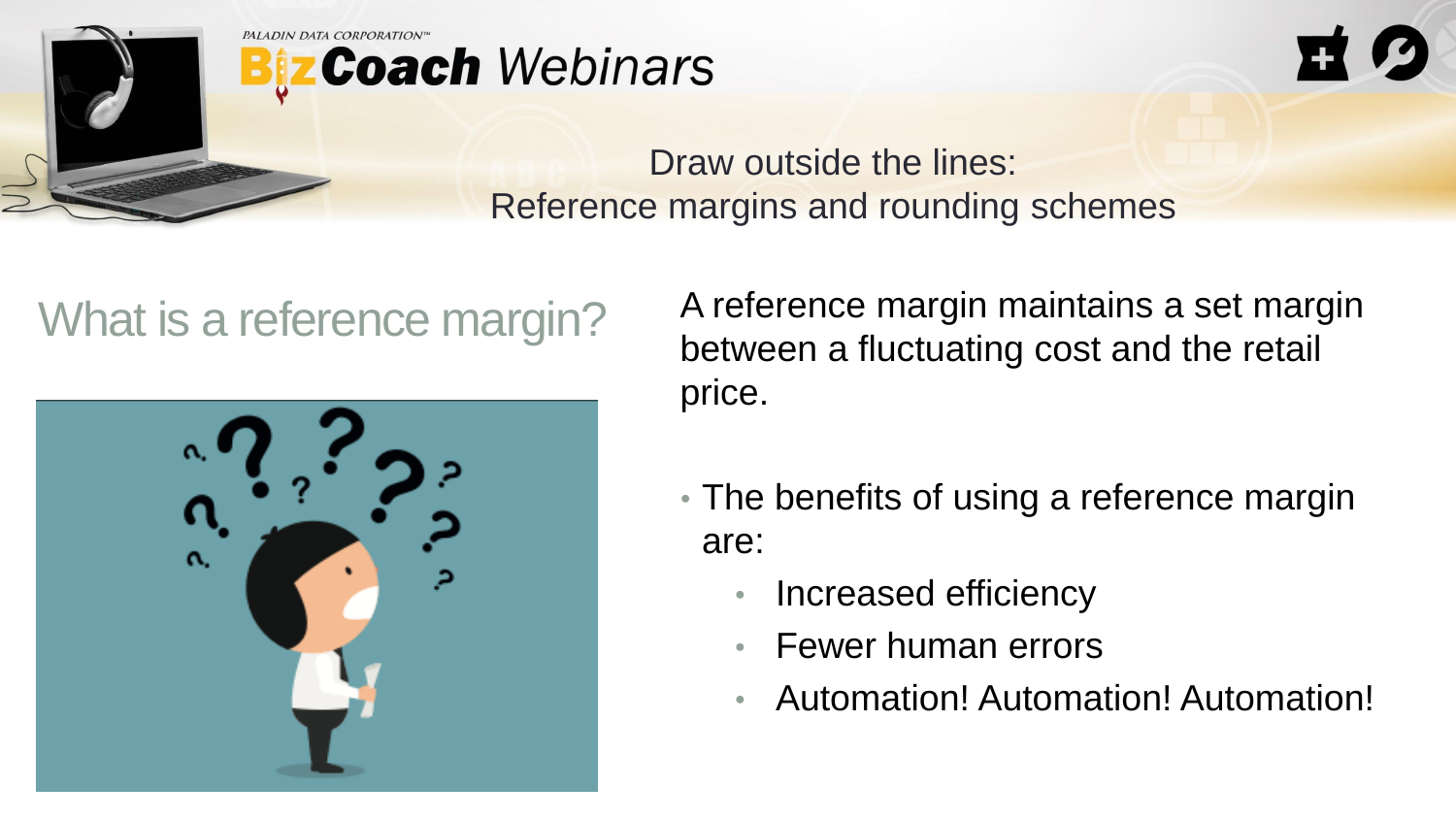# Draw outside the lines: Reference margins and rounding schemes

## What is a reference margin?

A reference margin maintains a set margin between a fluctuating cost and the retail price.

- The benefits of using a reference margin are:
  - Increased efficiency
  - Fewer human errors
  - Automation! Automation! Automation!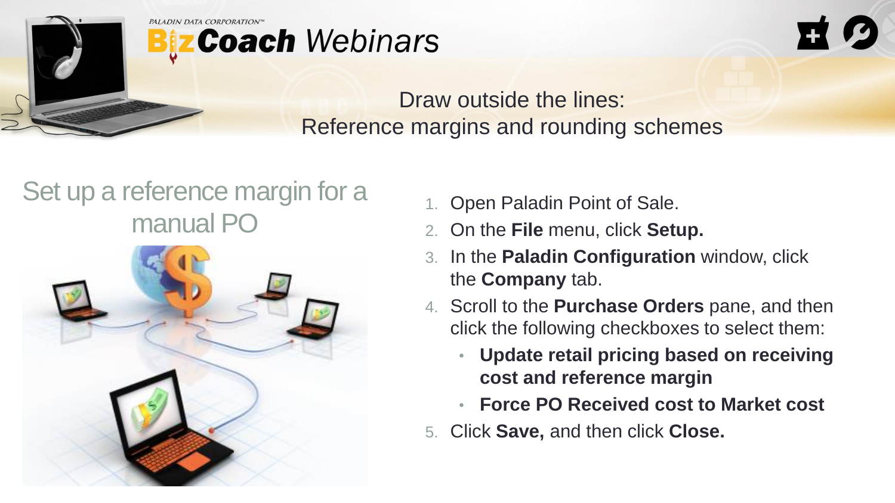# Draw outside the lines: Reference margins and rounding schemes

## Set up a reference margin for a manual PO

1. Open Paladin Point of Sale.
2. On the **File** menu, click **Setup.**
3. In the **Paladin Configuration** window, click the **Company** tab.
4. Scroll to the **Purchase Orders** pane, and then click the following checkboxes to select them:
   - **Update retail pricing based on receiving cost and reference margin**
   - **Force PO Received cost to Market cost**
5. Click **Save,** and then click **Close.**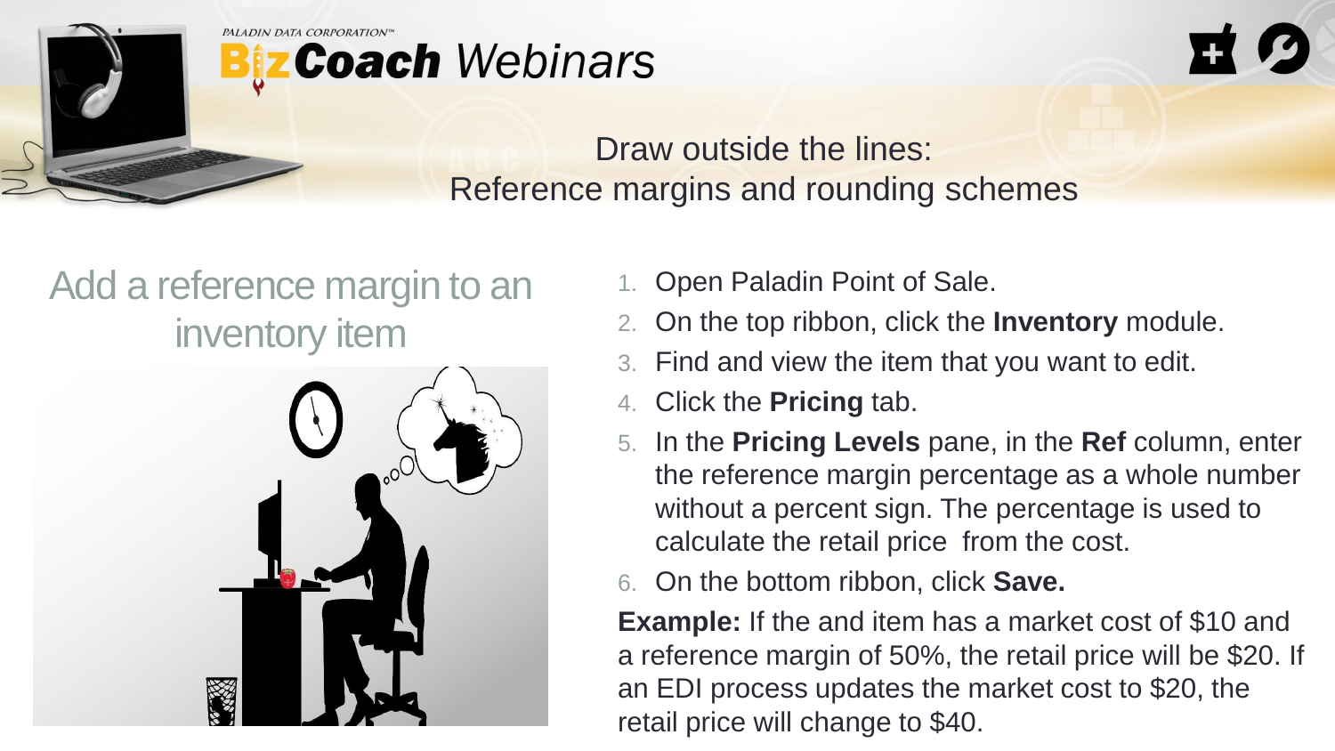# Draw outside the lines: Reference margins and rounding schemes

## Add a reference margin to an inventory item

1. Open Paladin Point of Sale.
2. On the top ribbon, click the **Inventory** module.
3. Find and view the item that you want to edit.
4. Click the **Pricing** tab.
5. In the **Pricing Levels** pane, in the **Ref** column, enter the reference margin percentage as a whole number without a percent sign. The percentage is used to calculate the retail price from the cost.
6. On the bottom ribbon, click **Save.**

**Example:** If the and item has a market cost of $10 and a reference margin of 50%, the retail price will be $20. If an EDI process updates the market cost to $20, the retail price will change to $40.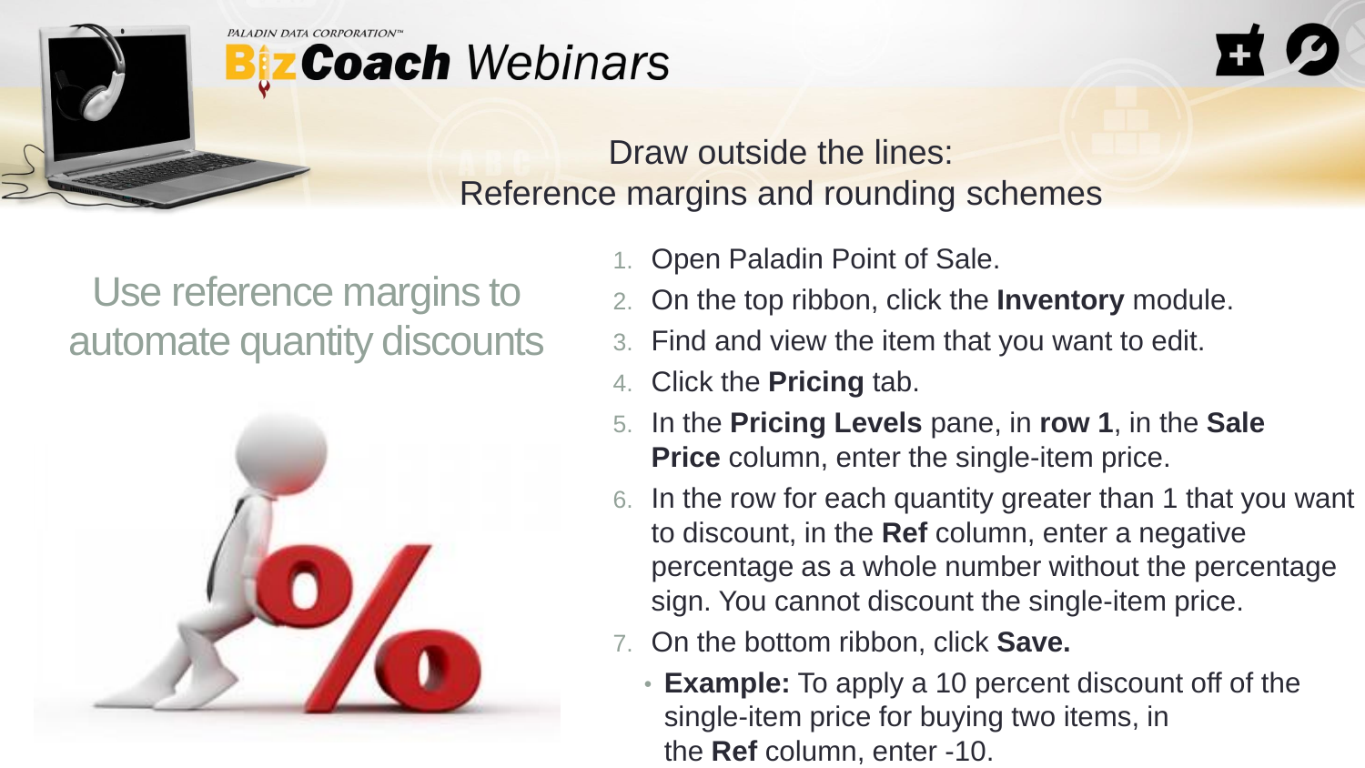PALADIN DATA CORPORATION™

# BizCoach Webinars

## Draw outside the lines: Reference margins and rounding schemes

### Use reference margins to automate quantity discounts

1. Open Paladin Point of Sale.
2. On the top ribbon, click the **Inventory** module.
3. Find and view the item that you want to edit.
4. Click the **Pricing** tab.
5. In the **Pricing Levels** pane, in **row 1**, in the **Sale Price** column, enter the single-item price.
6. In the row for each quantity greater than 1 that you want to discount, in the **Ref** column, enter a negative percentage as a whole number without the percentage sign. You cannot discount the single-item price.
7. On the bottom ribbon, click **Save.**
   - **Example:** To apply a 10 percent discount off of the single-item price for buying two items, in the **Ref** column, enter -10.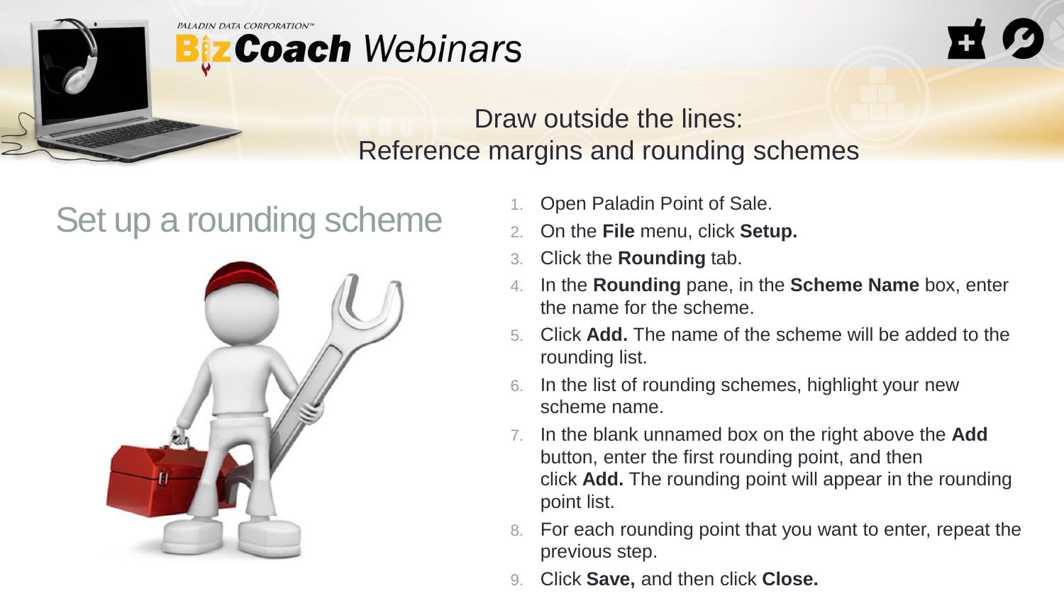Draw outside the lines:
Reference margins and rounding schemes

## Set up a rounding scheme

1. Open Paladin Point of Sale.
2. On the **File** menu, click **Setup.**
3. Click the **Rounding** tab.
4. In the **Rounding** pane, in the **Scheme Name** box, enter the name for the scheme.
5. Click **Add.** The name of the scheme will be added to the rounding list.
6. In the list of rounding schemes, highlight your new scheme name.
7. In the blank unnamed box on the right above the **Add** button, enter the first rounding point, and then click **Add.** The rounding point will appear in the rounding point list.
8. For each rounding point that you want to enter, repeat the previous step.
9. Click **Save,** and then click **Close.**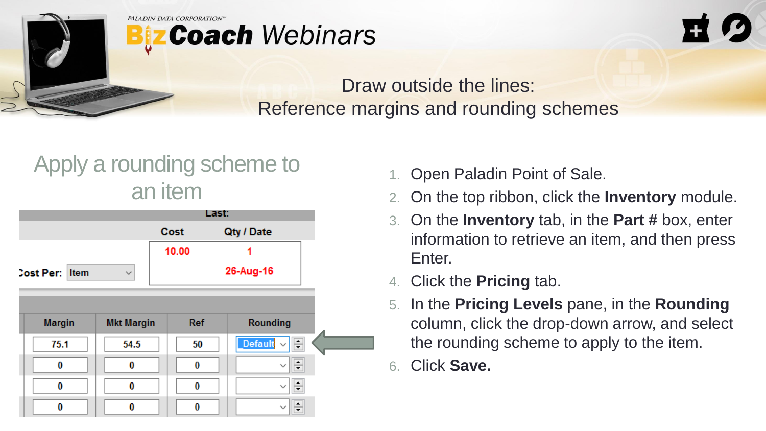Draw outside the lines:
Reference margins and rounding schemes

## Apply a rounding scheme to an item

| | Last: | |
|---|---|---|
| | Cost | Qty / Date |
| Cost Per: Item | 10.00 | 1 |
| | | 26-Aug-16 |

| Margin | Mkt Margin | Ref | Rounding |
|---|---|---|---|
| 75.1 | 54.5 | 50 | Default |
| 0 | 0 | 0 | |
| 0 | 0 | 0 | |
| 0 | 0 | 0 | |

1. Open Paladin Point of Sale.
2. On the top ribbon, click the **Inventory** module.
3. On the **Inventory** tab, in the **Part #** box, enter information to retrieve an item, and then press Enter.
4. Click the **Pricing** tab.
5. In the **Pricing Levels** pane, in the **Rounding** column, click the drop-down arrow, and select the rounding scheme to apply to the item.
6. Click **Save.**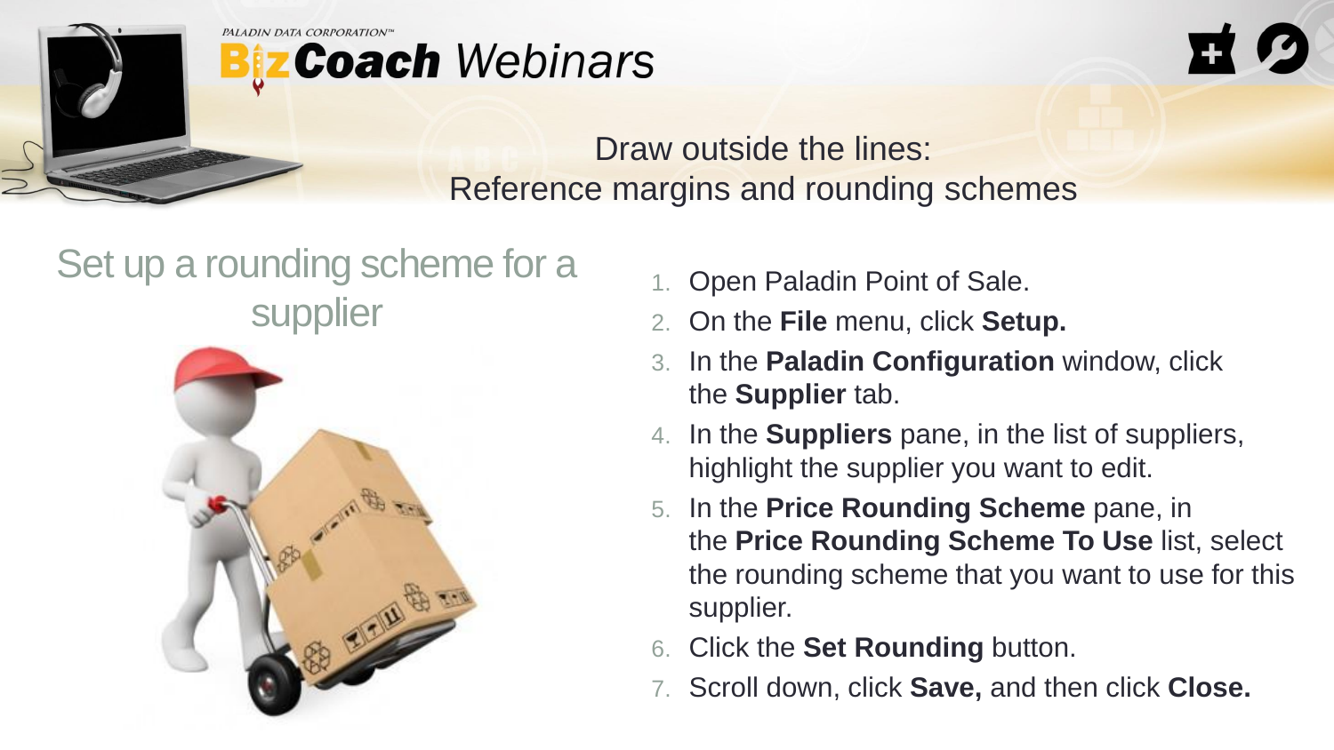Draw outside the lines:
Reference margins and rounding schemes

## Set up a rounding scheme for a supplier

1. Open Paladin Point of Sale.
2. On the **File** menu, click **Setup.**
3. In the **Paladin Configuration** window, click the **Supplier** tab.
4. In the **Suppliers** pane, in the list of suppliers, highlight the supplier you want to edit.
5. In the **Price Rounding Scheme** pane, in the **Price Rounding Scheme To Use** list, select the rounding scheme that you want to use for this supplier.
6. Click the **Set Rounding** button.
7. Scroll down, click **Save,** and then click **Close.**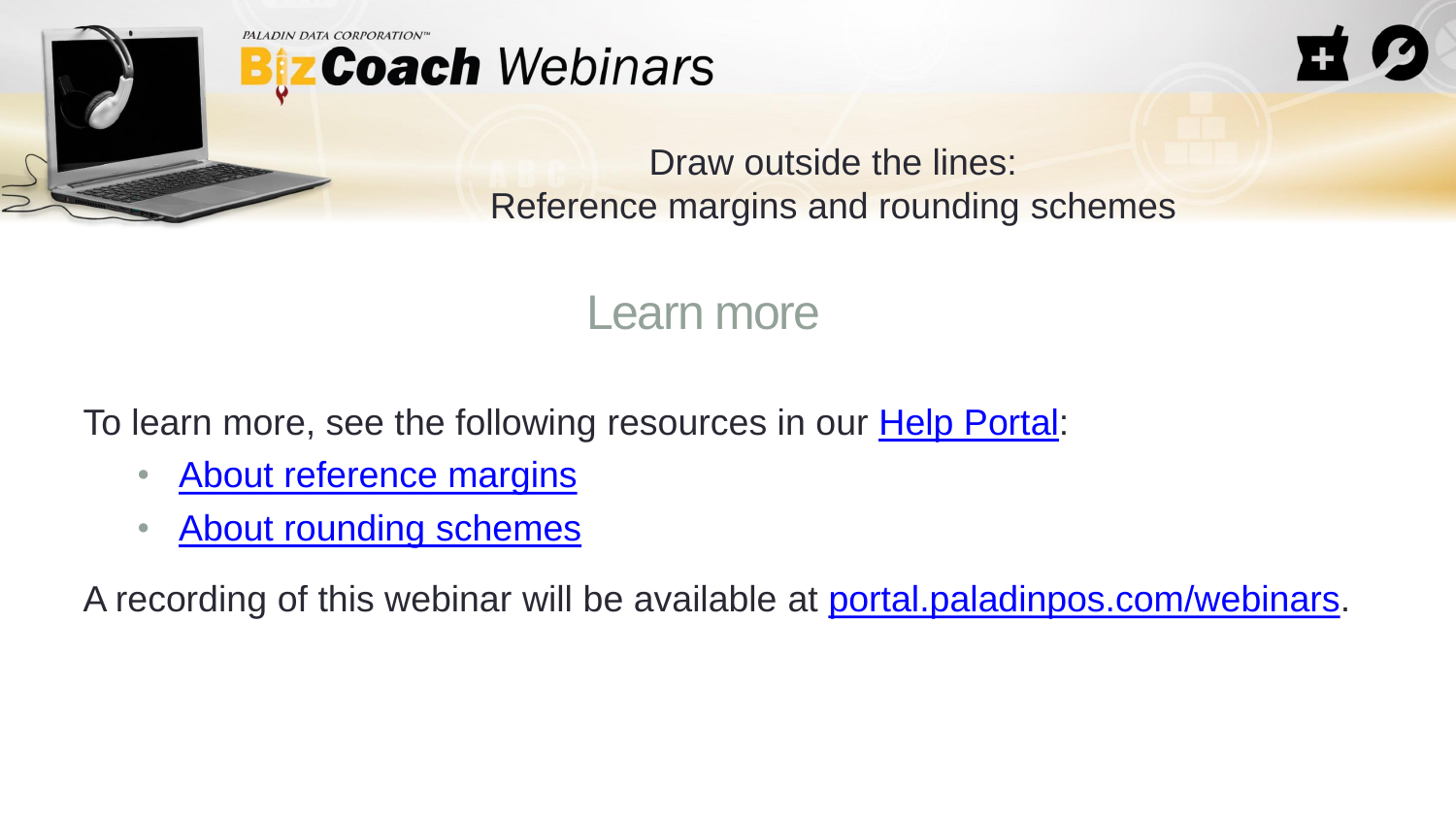# Learn more

To learn more, see the following resources in our Help Portal:

- About reference margins
- About rounding schemes

A recording of this webinar will be available at portal.paladinpos.com/webinars.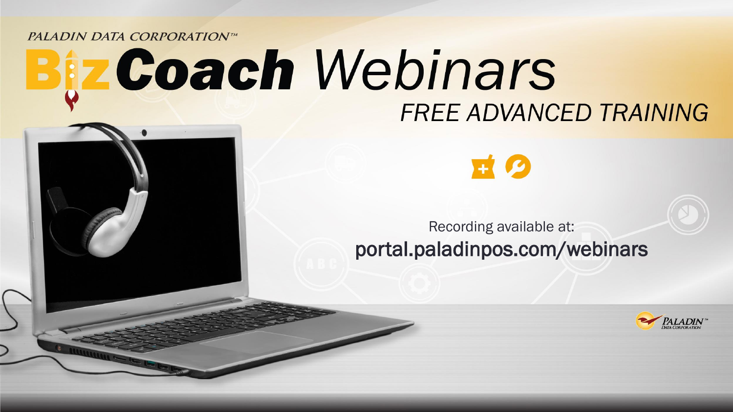PALADIN DATA CORPORATION™

# BizCoach Webinars

*FREE ADVANCED TRAINING*

Recording available at:

portal.paladinpos.com/webinars

PALADIN™ DATA CORPORATION